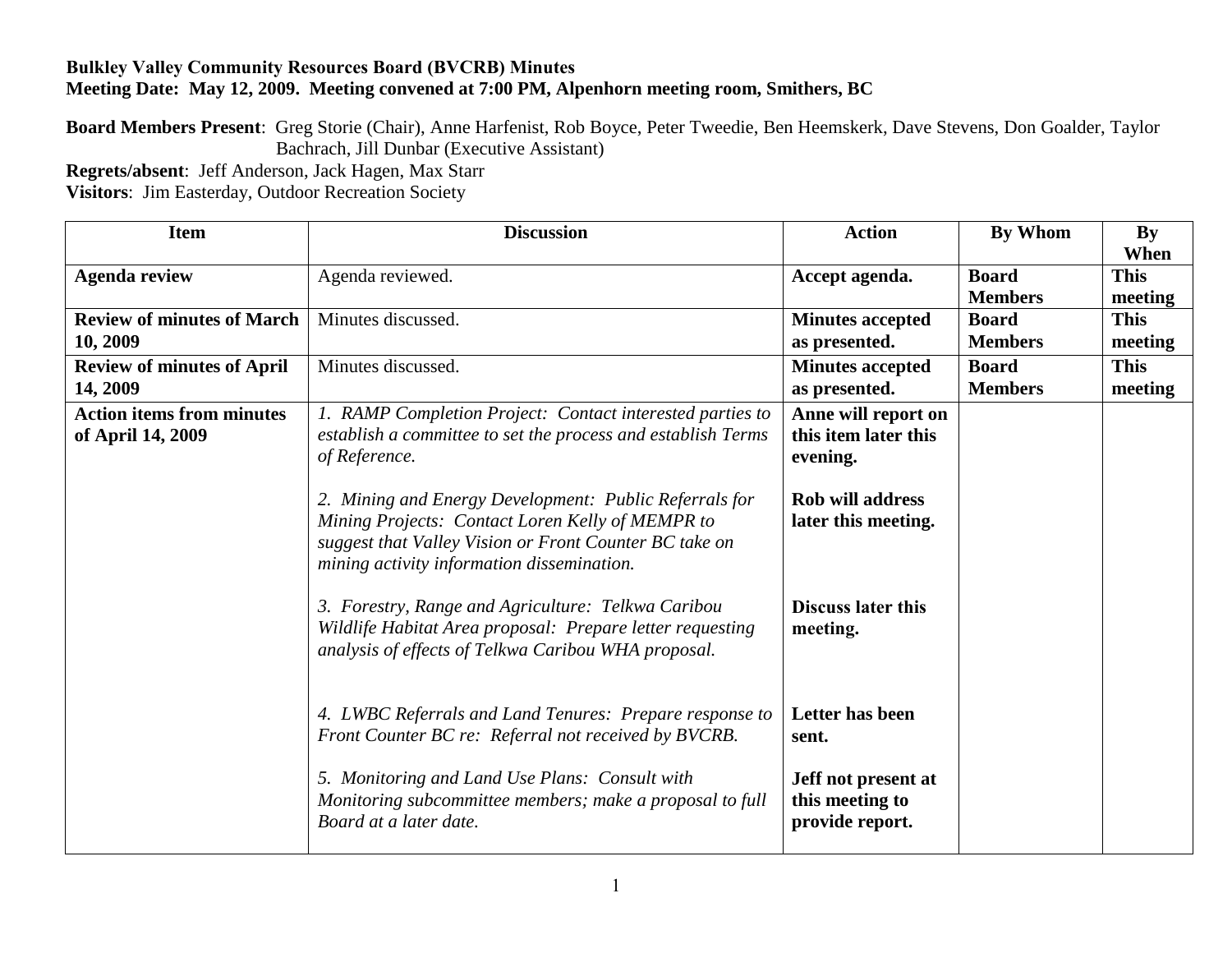**Bulkley Valley Community Resources Board (BVCRB) Minutes**
**Meeting Date: May 12, 2009. Meeting convened at 7:00 PM, Alpenhorn meeting room, Smithers, BC**

**Board Members Present**: Greg Storie (Chair), Anne Harfenist, Rob Boyce, Peter Tweedie, Ben Heemskerk, Dave Stevens, Don Goalder, Taylor Bachrach, Jill Dunbar (Executive Assistant)
**Regrets/absent**: Jeff Anderson, Jack Hagen, Max Starr
**Visitors**: Jim Easterday, Outdoor Recreation Society

| Item | Discussion | Action | By Whom | By When |
|---|---|---|---|---|
| **Agenda review** | Agenda reviewed. | **Accept agenda.** | **Board Members** | **This meeting** |
| **Review of minutes of March 10, 2009** | Minutes discussed. | **Minutes accepted as presented.** | **Board Members** | **This meeting** |
| **Review of minutes of April 14, 2009** | Minutes discussed. | **Minutes accepted as presented.** | **Board Members** | **This meeting** |
| **Action items from minutes of April 14, 2009** | *1. RAMP Completion Project: Contact interested parties to establish a committee to set the process and establish Terms of Reference.* | **Anne will report on this item later this evening.** | | |
| | *2. Mining and Energy Development: Public Referrals for Mining Projects: Contact Loren Kelly of MEMPR to suggest that Valley Vision or Front Counter BC take on mining activity information dissemination.* | **Rob will address later this meeting.** | | |
| | *3. Forestry, Range and Agriculture: Telkwa Caribou Wildlife Habitat Area proposal: Prepare letter requesting analysis of effects of Telkwa Caribou WHA proposal.* | **Discuss later this meeting.** | | |
| | *4. LWBC Referrals and Land Tenures: Prepare response to Front Counter BC re: Referral not received by BVCRB.* | **Letter has been sent.** | | |
| | *5. Monitoring and Land Use Plans: Consult with Monitoring subcommittee members; make a proposal to full Board at a later date.* | **Jeff not present at this meeting to provide report.** | | |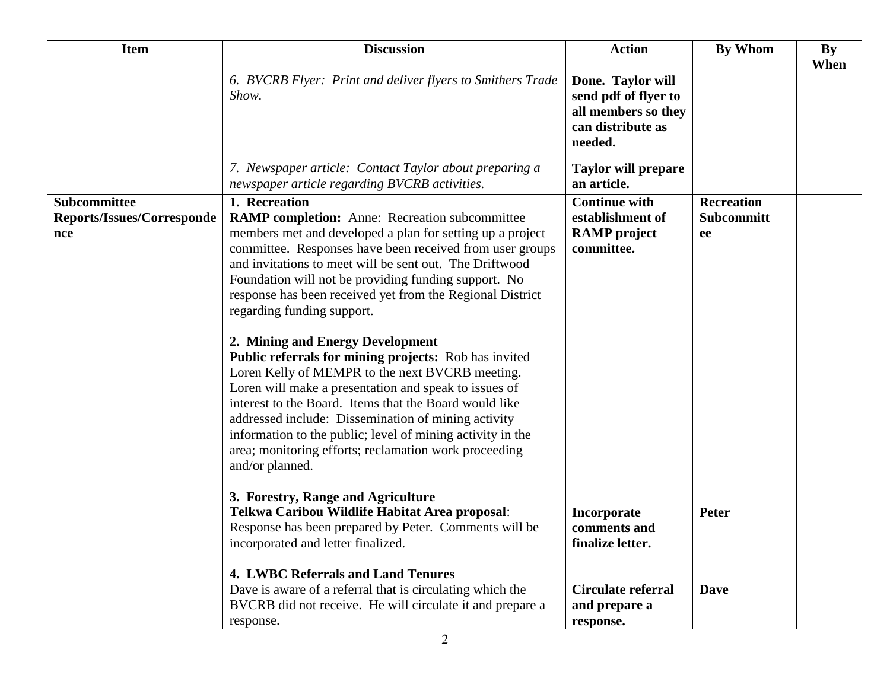| Item | Discussion | Action | By Whom | By When |
|---|---|---|---|---|
| | *6. BVCRB Flyer: Print and deliver flyers to Smithers Trade Show.* | **Done. Taylor will send pdf of flyer to all members so they can distribute as needed.** | | |
| | *7. Newspaper article: Contact Taylor about preparing a newspaper article regarding BVCRB activities.* | **Taylor will prepare an article.** | | |
| **Subcommittee Reports/Issues/Correspondence** | **1. Recreation**<br>**RAMP completion:** Anne: Recreation subcommittee members met and developed a plan for setting up a project committee. Responses have been received from user groups and invitations to meet will be sent out. The Driftwood Foundation will not be providing funding support. No response has been received yet from the Regional District regarding funding support.<br><br>**2. Mining and Energy Development**<br>**Public referrals for mining projects:** Rob has invited Loren Kelly of MEMPR to the next BVCRB meeting. Loren will make a presentation and speak to issues of interest to the Board. Items that the Board would like addressed include: Dissemination of mining activity information to the public; level of mining activity in the area; monitoring efforts; reclamation work proceeding and/or planned.<br><br>**3. Forestry, Range and Agriculture**<br>**Telkwa Caribou Wildlife Habitat Area proposal**: Response has been prepared by Peter. Comments will be incorporated and letter finalized.<br><br>**4. LWBC Referrals and Land Tenures**<br>Dave is aware of a referral that is circulating which the BVCRB did not receive. He will circulate it and prepare a response. | **Continue with establishment of RAMP project committee.**<br><br><br><br><br><br><br><br><br><br><br><br><br>**Incorporate comments and finalize letter.**<br><br><br>**Circulate referral and prepare a response.** | **Recreation Subcommittee**<br><br><br><br><br><br><br><br><br><br><br><br><br><br>**Peter**<br><br><br><br>**Dave** | |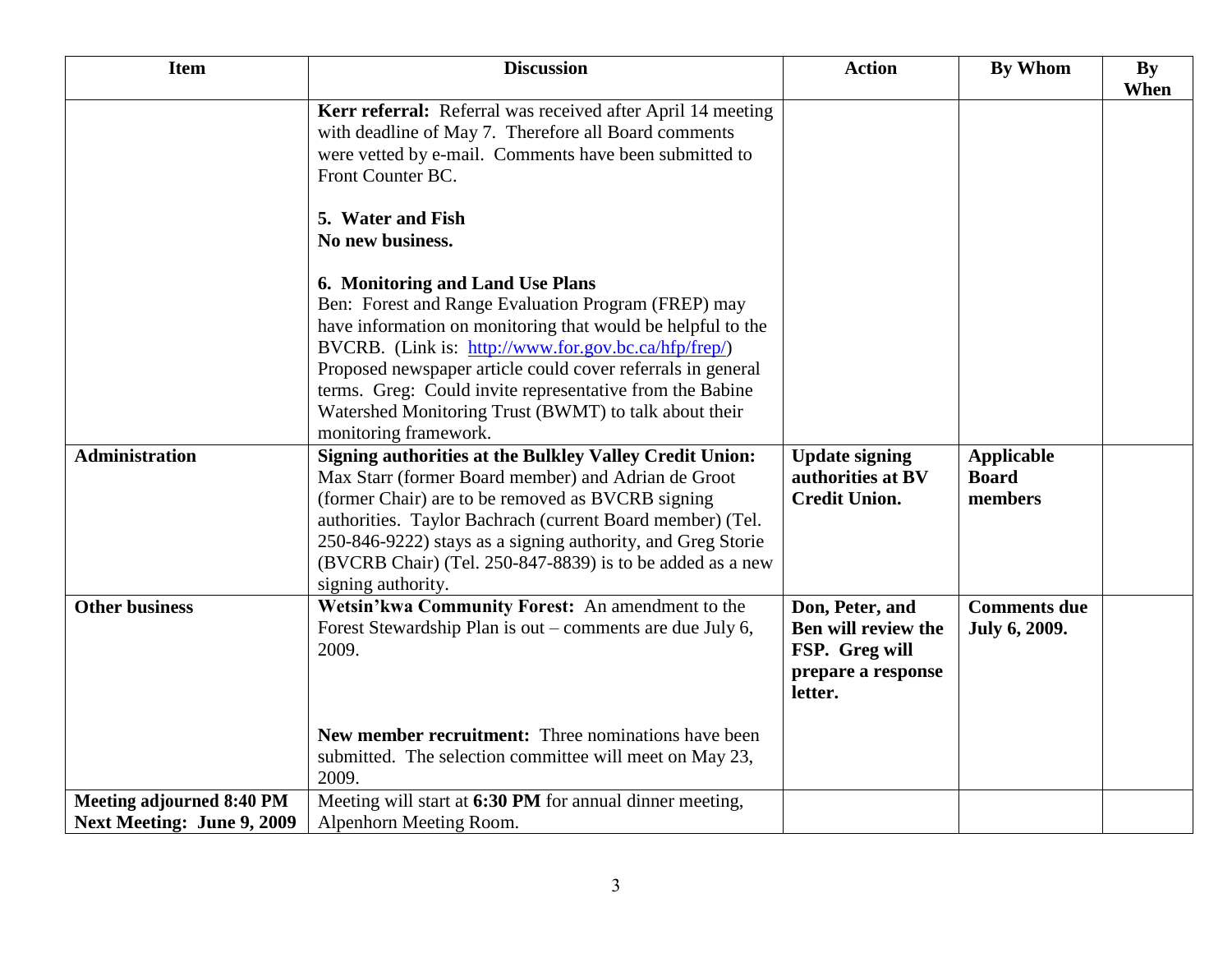| Item | Discussion | Action | By Whom | By When |
|---|---|---|---|---|
| | **Kerr referral:** Referral was received after April 14 meeting with deadline of May 7. Therefore all Board comments were vetted by e-mail. Comments have been submitted to Front Counter BC.<br><br>**5. Water and Fish**<br>**No new business.**<br><br>**6. Monitoring and Land Use Plans**<br>Ben: Forest and Range Evaluation Program (FREP) may have information on monitoring that would be helpful to the BVCRB. (Link is: http://www.for.gov.bc.ca/hfp/frep/)<br>Proposed newspaper article could cover referrals in general terms. Greg: Could invite representative from the Babine Watershed Monitoring Trust (BWMT) to talk about their monitoring framework. | | | |
| **Administration** | **Signing authorities at the Bulkley Valley Credit Union:** Max Starr (former Board member) and Adrian de Groot (former Chair) are to be removed as BVCRB signing authorities. Taylor Bachrach (current Board member) (Tel. 250-846-9222) stays as a signing authority, and Greg Storie (BVCRB Chair) (Tel. 250-847-8839) is to be added as a new signing authority. | **Update signing authorities at BV Credit Union.** | **Applicable Board members** | |
| **Other business** | **Wetsin'kwa Community Forest:** An amendment to the Forest Stewardship Plan is out – comments are due July 6, 2009.<br><br>**New member recruitment:** Three nominations have been submitted. The selection committee will meet on May 23, 2009. | **Don, Peter, and Ben will review the FSP. Greg will prepare a response letter.** | **Comments due July 6, 2009.** | |
| **Meeting adjourned 8:40 PM**<br>**Next Meeting: June 9, 2009** | Meeting will start at **6:30 PM** for annual dinner meeting, Alpenhorn Meeting Room. | | | |